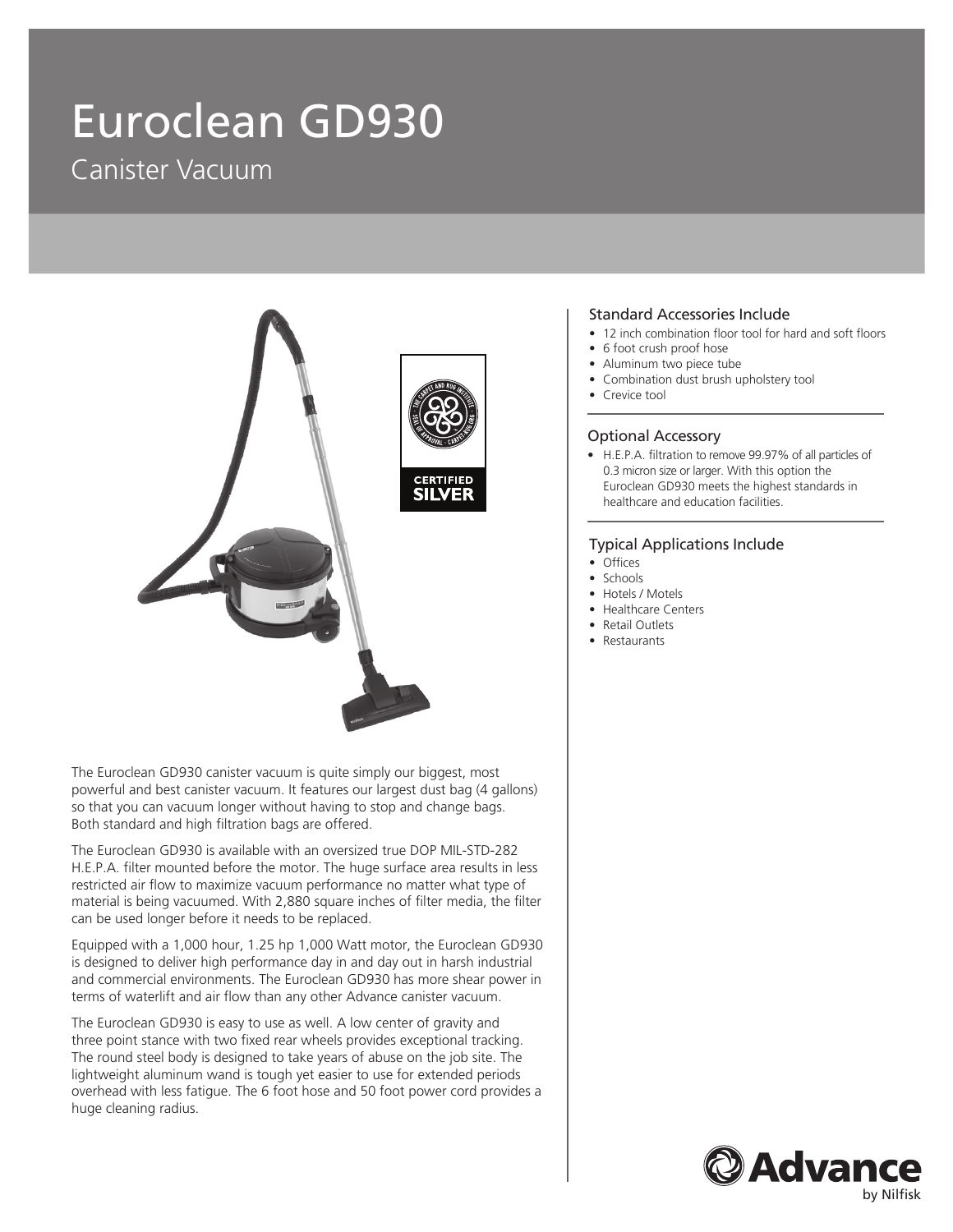# Euroclean GD930

## Canister Vacuum

CERTIFIED SILVER

The Euroclean GD930 canister vacuum is quite simply our biggest, most powerful and best canister vacuum. It features our largest dust bag (4 gallons) so that you can vacuum longer without having to stop and change bags. Both standard and high filtration bags are offered.

The Euroclean GD930 is available with an oversized true DOP MIL-STD-282 H.E.P.A. filter mounted before the motor. The huge surface area results in less restricted air flow to maximize vacuum performance no matter what type of material is being vacuumed. With 2,880 square inches of filter media, the filter can be used longer before it needs to be replaced.

Equipped with a 1,000 hour, 1.25 hp 1,000 Watt motor, the Euroclean GD930 is designed to deliver high performance day in and day out in harsh industrial and commercial environments. The Euroclean GD930 has more shear power in terms of waterlift and air flow than any other Advance canister vacuum.

The Euroclean GD930 is easy to use as well. A low center of gravity and three point stance with two fixed rear wheels provides exceptional tracking. The round steel body is designed to take years of abuse on the job site. The lightweight aluminum wand is tough yet easier to use for extended periods overhead with less fatigue. The 6 foot hose and 50 foot power cord provides a huge cleaning radius.

### Standard Accessories Include

- 12 inch combination floor tool for hard and soft floors
- 6 foot crush proof hose
- Aluminum two piece tube
- Combination dust brush upholstery tool
- Crevice tool

### Optional Accessory

- H.E.P.A. filtration to remove 99.97% of all particles of 0.3 micron size or larger. With this option the Euroclean GD930 meets the highest standards in healthcare and education facilities.

### Typical Applications Include

- Offices
- Schools
- Hotels / Motels
- Healthcare Centers
- Retail Outlets
- Restaurants

Advance by Nilfisk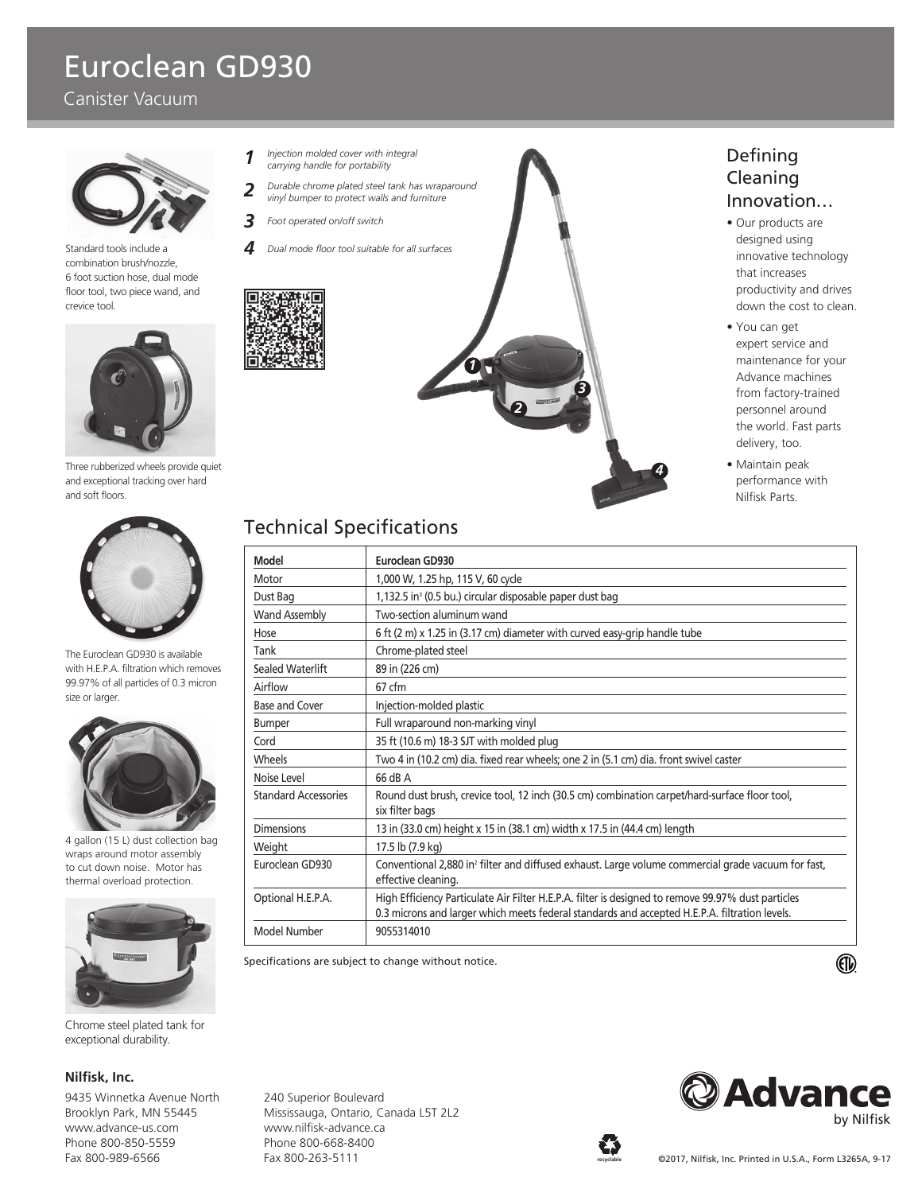# Euroclean GD930

Canister Vacuum

Standard tools include a combination brush/nozzle, 6 foot suction hose, dual mode floor tool, two piece wand, and crevice tool.

Three rubberized wheels provide quiet and exceptional tracking over hard and soft floors.

The Euroclean GD930 is available with H.E.P.A. filtration which removes 99.97% of all particles of 0.3 micron size or larger.

4 gallon (15 L) dust collection bag wraps around motor assembly to cut down noise. Motor has thermal overload protection.

Chrome steel plated tank for exceptional durability.

1. *Injection molded cover with integral carrying handle for portability*
2. *Durable chrome plated steel tank has wraparound vinyl bumper to protect walls and furniture*
3. *Foot operated on/off switch*
4. *Dual mode floor tool suitable for all surfaces*

## Defining Cleaning Innovation…

- Our products are designed using innovative technology that increases productivity and drives down the cost to clean.
- You can get expert service and maintenance for your Advance machines from factory-trained personnel around the world. Fast parts delivery, too.
- Maintain peak performance with Nilfisk Parts.

## Technical Specifications

| Model | Euroclean GD930 |
|---|---|
| Motor | 1,000 W, 1.25 hp, 115 V, 60 cycle |
| Dust Bag | 1,132.5 in$^3$ (0.5 bu.) circular disposable paper dust bag |
| Wand Assembly | Two-section aluminum wand |
| Hose | 6 ft (2 m) x 1.25 in (3.17 cm) diameter with curved easy-grip handle tube |
| Tank | Chrome-plated steel |
| Sealed Waterlift | 89 in (226 cm) |
| Airflow | 67 cfm |
| Base and Cover | Injection-molded plastic |
| Bumper | Full wraparound non-marking vinyl |
| Cord | 35 ft (10.6 m) 18-3 SJT with molded plug |
| Wheels | Two 4 in (10.2 cm) dia. fixed rear wheels; one 2 in (5.1 cm) dia. front swivel caster |
| Noise Level | 66 dB A |
| Standard Accessories | Round dust brush, crevice tool, 12 inch (30.5 cm) combination carpet/hard-surface floor tool, six filter bags |
| Dimensions | 13 in (33.0 cm) height x 15 in (38.1 cm) width x 17.5 in (44.4 cm) length |
| Weight | 17.5 lb (7.9 kg) |
| Euroclean GD930 | Conventional 2,880 in$^2$ filter and diffused exhaust. Large volume commercial grade vacuum for fast, effective cleaning. |
| Optional H.E.P.A. | High Efficiency Particulate Air Filter H.E.P.A. filter is designed to remove 99.97% dust particles 0.3 microns and larger which meets federal standards and accepted H.E.P.A. filtration levels. |
| Model Number | 9055314010 |

Specifications are subject to change without notice.

**Nilfisk, Inc.**

9435 Winnetka Avenue North
Brooklyn Park, MN 55445
www.advance-us.com
Phone 800-850-5559
Fax 800-989-6566

240 Superior Boulevard
Mississauga, Ontario, Canada L5T 2L2
www.nilfisk-advance.ca
Phone 800-668-8400
Fax 800-263-5111

Advance by Nilfisk

©2017, Nilfisk, Inc. Printed in U.S.A., Form L3265A, 9-17